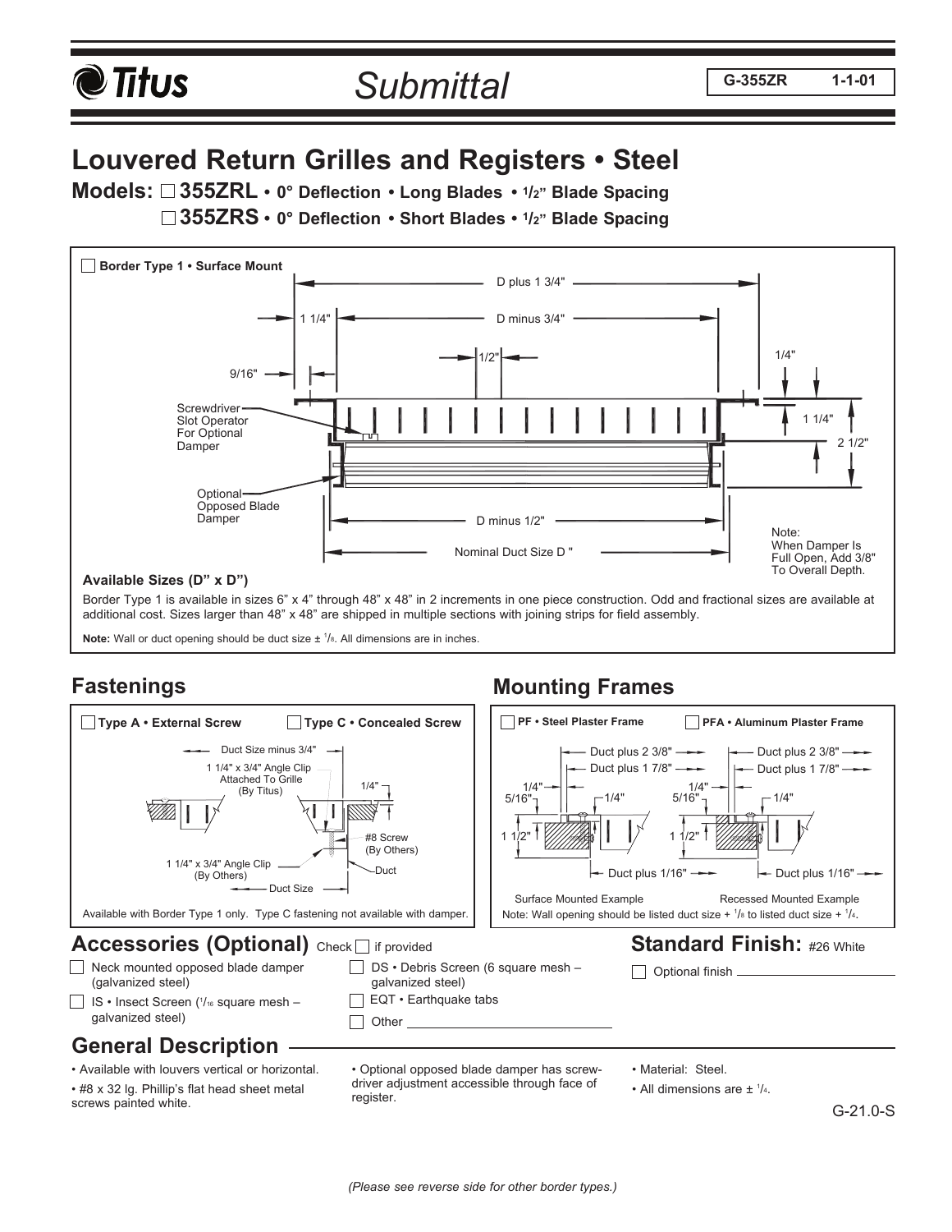Titus

Submittal

G-355ZR 1-1-01

# Louvered Return Grilles and Registers • Steel

**Models:** ☐ **355ZRL** • **0° Deflection • Long Blades • 1/2" Blade Spacing**

☐ **355ZRS** • **0° Deflection • Short Blades • 1/2" Blade Spacing**

☐ **Border Type 1 • Surface Mount**

D plus 1 3/4"

1 1/4" D minus 3/4"

1/2"

9/16"

1/4"

1 1/4"

2 1/2"

Screwdriver Slot Operator For Optional Damper

Optional Opposed Blade Damper

D minus 1/2"

Nominal Duct Size D "

Note: When Damper Is Full Open, Add 3/8" To Overall Depth.

**Available Sizes (D" x D")**

Border Type 1 is available in sizes 6" x 4" through 48" x 48" in 2 increments in one piece construction. Odd and fractional sizes are available at additional cost. Sizes larger than 48" x 48" are shipped in multiple sections with joining strips for field assembly.

**Note:** Wall or duct opening should be duct size ± 1/8. All dimensions are in inches.

## Fastenings

☐ **Type A • External Screw** ☐ **Type C • Concealed Screw**

Duct Size minus 3/4"

1 1/4" x 3/4" Angle Clip Attached To Grille (By Titus)

1/4"

#8 Screw (By Others)

1 1/4" x 3/4" Angle Clip (By Others)

Duct

Duct Size

Available with Border Type 1 only. Type C fastening not available with damper.

## Mounting Frames

☐ **PF • Steel Plaster Frame** ☐ **PFA • Aluminum Plaster Frame**

Duct plus 2 3/8" Duct plus 2 3/8"

Duct plus 1 7/8" Duct plus 1 7/8"

1/4" 5/16" 1/4" 1/4" 5/16" 1/4"

1 1/2" 1 1/2"

Duct plus 1/16" Duct plus 1/16"

Surface Mounted Example Recessed Mounted Example

Note: Wall opening should be listed duct size + 1/8 to listed duct size + 1/4.

## Accessories (Optional) Check ☐ if provided

- ☐ Neck mounted opposed blade damper (galvanized steel)
- ☐ IS • Insect Screen (1/16 square mesh – galvanized steel)
- ☐ DS • Debris Screen (6 square mesh – galvanized steel)
- ☐ EQT • Earthquake tabs
- ☐ Other ______________________

## Standard Finish: #26 White

☐ Optional finish ______________________

## General Description

- Available with louvers vertical or horizontal.
- #8 x 32 lg. Phillip's flat head sheet metal screws painted white.
- Optional opposed blade damper has screw-driver adjustment accessible through face of register.
- Material: Steel.
- All dimensions are ± 1/4.

G-21.0-S

*(Please see reverse side for other border types.)*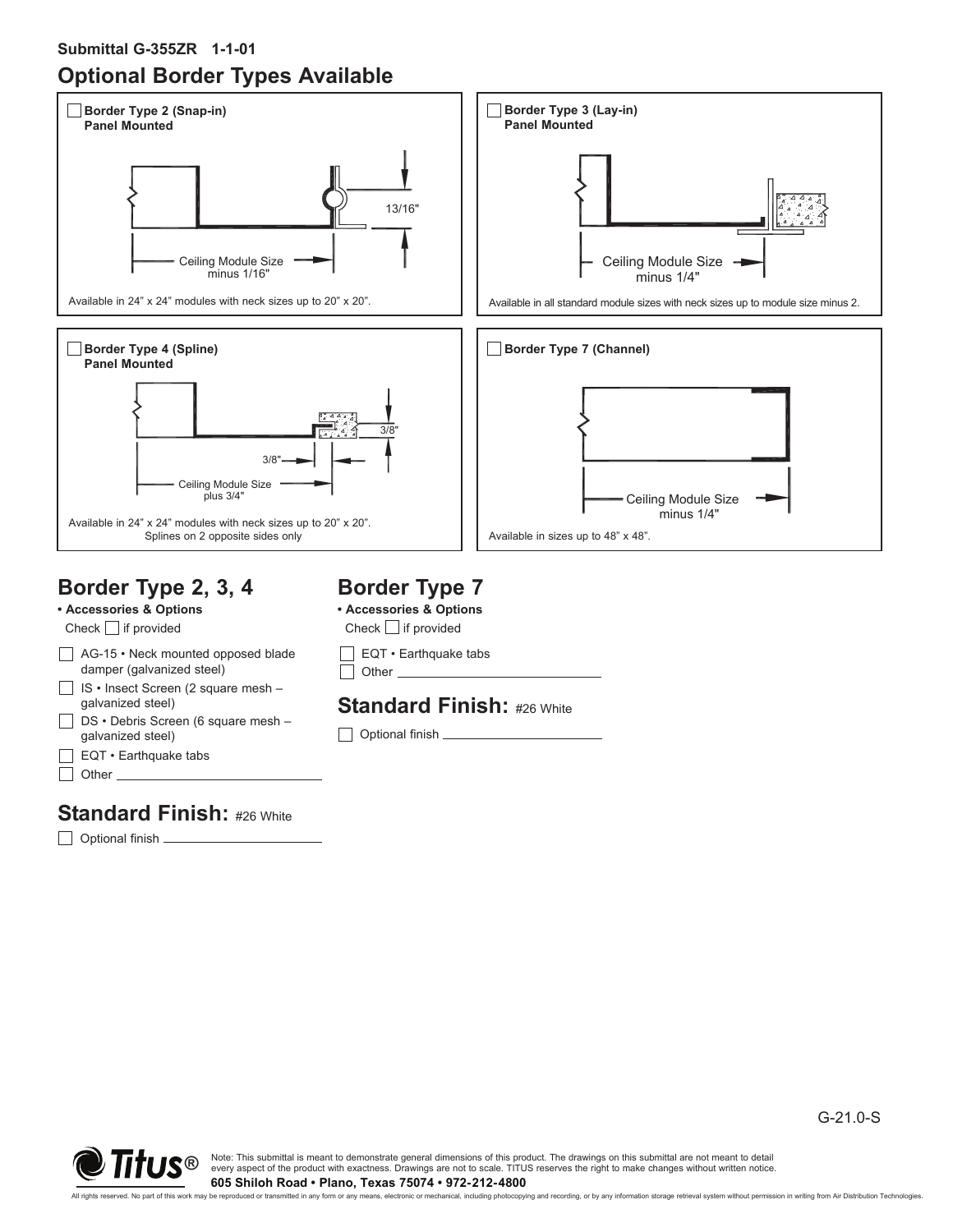Submittal G-355ZR 1-1-01

## Optional Border Types Available

☐ **Border Type 2 (Snap-in)**
**Panel Mounted**

13/16"

Ceiling Module Size minus 1/16"

Available in 24" x 24" modules with neck sizes up to 20" x 20".

☐ **Border Type 3 (Lay-in)**
**Panel Mounted**

Ceiling Module Size minus 1/4"

Available in all standard module sizes with neck sizes up to module size minus 2.

☐ **Border Type 4 (Spline)**
**Panel Mounted**

3/8"

3/8"

Ceiling Module Size plus 3/4"

Available in 24" x 24" modules with neck sizes up to 20" x 20".
Splines on 2 opposite sides only

☐ **Border Type 7 (Channel)**

Ceiling Module Size minus 1/4"

Available in sizes up to 48" x 48".

## Border Type 2, 3, 4

**• Accessories & Options**

Check ☐ if provided

- ☐ AG-15 • Neck mounted opposed blade damper (galvanized steel)
- ☐ IS • Insect Screen (2 square mesh – galvanized steel)
- ☐ DS • Debris Screen (6 square mesh – galvanized steel)
- ☐ EQT • Earthquake tabs
- ☐ Other ______________________

## Standard Finish: #26 White

☐ Optional finish ______________________

## Border Type 7

**• Accessories & Options**

Check ☐ if provided

- ☐ EQT • Earthquake tabs
- ☐ Other ______________________

## Standard Finish: #26 White

☐ Optional finish ______________________

G-21.0-S

Titus®

Note: This submittal is meant to demonstrate general dimensions of this product. The drawings on this submittal are not meant to detail every aspect of the product with exactness. Drawings are not to scale. TITUS reserves the right to make changes without written notice.

**605 Shiloh Road • Plano, Texas 75074 • 972-212-4800**

All rights reserved. No part of this work may be reproduced or transmitted in any form or any means, electronic or mechanical, including photocopying and recording, or by any information storage retrieval system without permission in writing from Air Distribution Technologies.